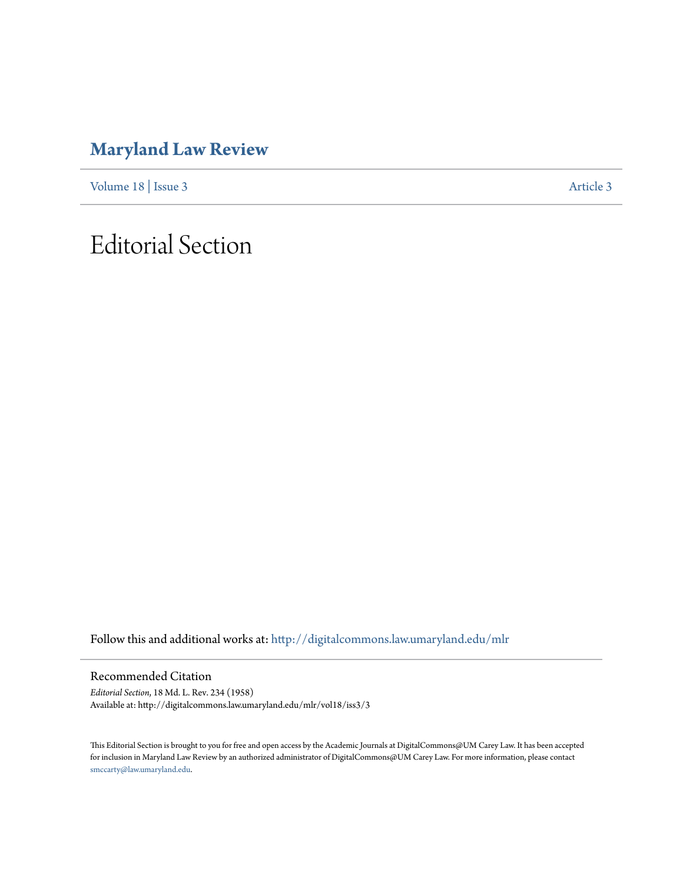# Maryland Law Review

Volume 18 | Issue 3 Article 3

# Editorial Section

Follow this and additional works at: http://digitalcommons.law.umaryland.edu/mlr

## Recommended Citation

*Editorial Section*, 18 Md. L. Rev. 234 (1958)
Available at: http://digitalcommons.law.umaryland.edu/mlr/vol18/iss3/3

This Editorial Section is brought to you for free and open access by the Academic Journals at DigitalCommons@UM Carey Law. It has been accepted for inclusion in Maryland Law Review by an authorized administrator of DigitalCommons@UM Carey Law. For more information, please contact smccarty@law.umaryland.edu.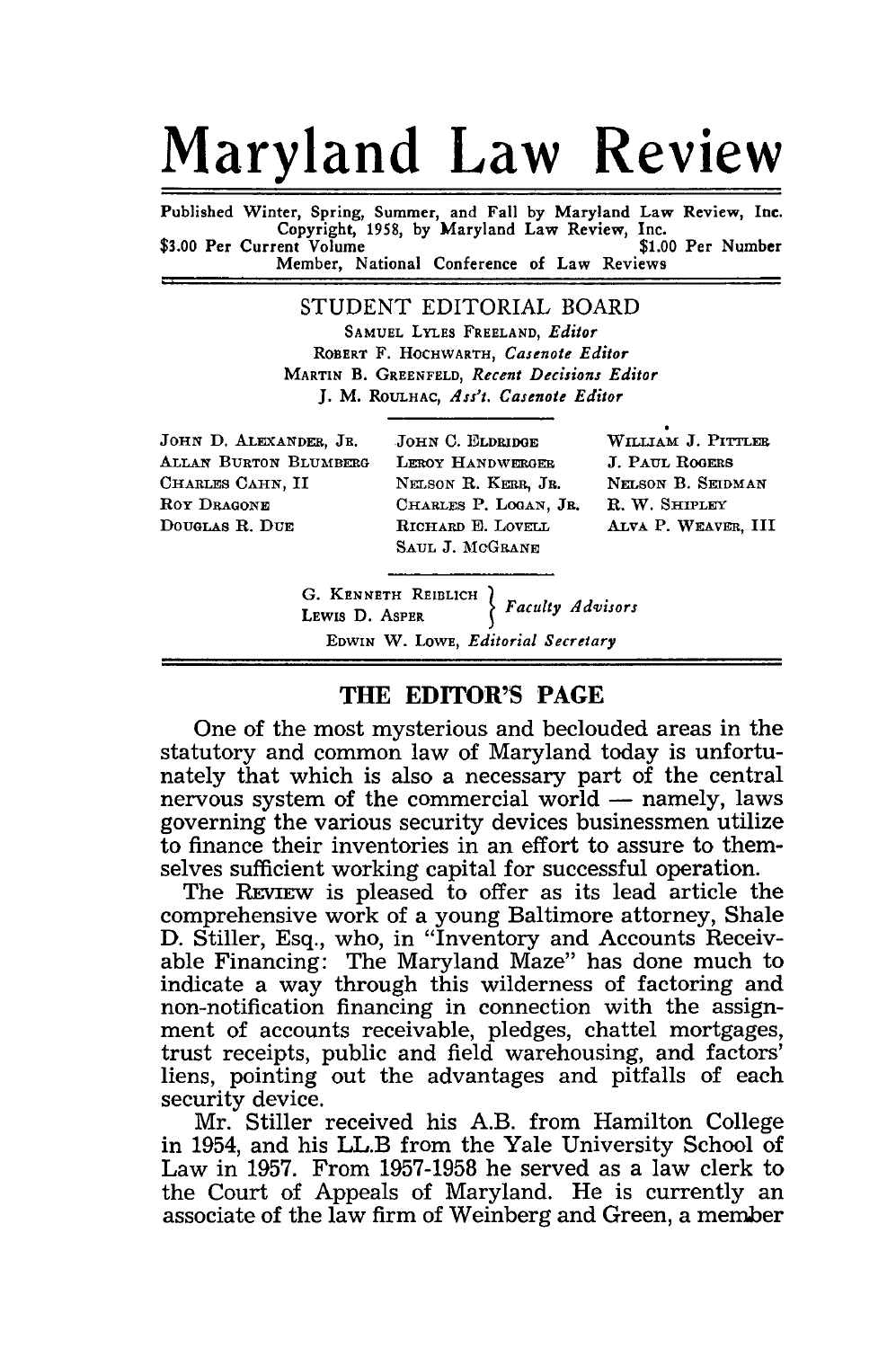# Maryland Law Review

Published Winter, Spring, Summer, and Fall by Maryland Law Review, Inc.
Copyright, 1958, by Maryland Law Review, Inc.
$3.00 Per Current Volume $1.00 Per Number
Member, National Conference of Law Reviews

## STUDENT EDITORIAL BOARD

SAMUEL LYLES FREELAND, *Editor*
ROBERT F. HOCHWARTH, *Casenote Editor*
MARTIN B. GREENFELD, *Recent Decisions Editor*
J. M. ROULHAC, *Ass't. Casenote Editor*

| | | |
|---|---|---|
| JOHN D. ALEXANDER, JR. | JOHN C. ELDRIDGE | WILLIAM J. PITTLER |
| ALLAN BURTON BLUMBERG | LEROY HANDWERGER | J. PAUL ROGERS |
| CHARLES CAHN, II | NELSON R. KERR, JR. | NELSON B. SEIDMAN |
| ROY DRAGONE | CHARLES P. LOGAN, JR. | R. W. SHIPLEY |
| DOUGLAS R. DUE | RICHARD E. LOVELL | ALVA P. WEAVER, III |
| | SAUL J. MCGRANE | |

G. KENNETH REIBLICH, LEWIS D. ASPER — *Faculty Advisors*
EDWIN W. LOWE, *Editorial Secretary*

## THE EDITOR'S PAGE

One of the most mysterious and beclouded areas in the statutory and common law of Maryland today is unfortunately that which is also a necessary part of the central nervous system of the commercial world — namely, laws governing the various security devices businessmen utilize to finance their inventories in an effort to assure to themselves sufficient working capital for successful operation.

The REVIEW is pleased to offer as its lead article the comprehensive work of a young Baltimore attorney, Shale D. Stiller, Esq., who, in "Inventory and Accounts Receivable Financing: The Maryland Maze" has done much to indicate a way through this wilderness of factoring and non-notification financing in connection with the assignment of accounts receivable, pledges, chattel mortgages, trust receipts, public and field warehousing, and factors' liens, pointing out the advantages and pitfalls of each security device.

Mr. Stiller received his A.B. from Hamilton College in 1954, and his LL.B from the Yale University School of Law in 1957. From 1957-1958 he served as a law clerk to the Court of Appeals of Maryland. He is currently an associate of the law firm of Weinberg and Green, a member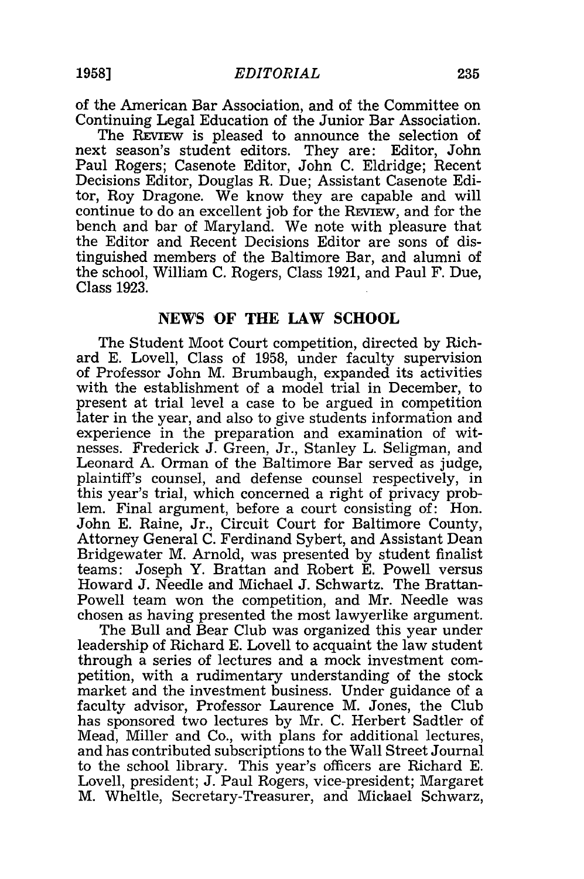of the American Bar Association, and of the Committee on Continuing Legal Education of the Junior Bar Association.

The REVIEW is pleased to announce the selection of next season's student editors. They are: Editor, John Paul Rogers; Casenote Editor, John C. Eldridge; Recent Decisions Editor, Douglas R. Due; Assistant Casenote Editor, Roy Dragone. We know they are capable and will continue to do an excellent job for the REVIEW, and for the bench and bar of Maryland. We note with pleasure that the Editor and Recent Decisions Editor are sons of distinguished members of the Baltimore Bar, and alumni of the school, William C. Rogers, Class 1921, and Paul F. Due, Class 1923.

## NEWS OF THE LAW SCHOOL

The Student Moot Court competition, directed by Richard E. Lovell, Class of 1958, under faculty supervision of Professor John M. Brumbaugh, expanded its activities with the establishment of a model trial in December, to present at trial level a case to be argued in competition later in the year, and also to give students information and experience in the preparation and examination of witnesses. Frederick J. Green, Jr., Stanley L. Seligman, and Leonard A. Orman of the Baltimore Bar served as judge, plaintiff's counsel, and defense counsel respectively, in this year's trial, which concerned a right of privacy problem. Final argument, before a court consisting of: Hon. John E. Raine, Jr., Circuit Court for Baltimore County, Attorney General C. Ferdinand Sybert, and Assistant Dean Bridgewater M. Arnold, was presented by student finalist teams: Joseph Y. Brattan and Robert E. Powell versus Howard J. Needle and Michael J. Schwartz. The Brattan-Powell team won the competition, and Mr. Needle was chosen as having presented the most lawyerlike argument.

The Bull and Bear Club was organized this year under leadership of Richard E. Lovell to acquaint the law student through a series of lectures and a mock investment competition, with a rudimentary understanding of the stock market and the investment business. Under guidance of a faculty advisor, Professor Laurence M. Jones, the Club has sponsored two lectures by Mr. C. Herbert Sadtler of Mead, Miller and Co., with plans for additional lectures, and has contributed subscriptions to the Wall Street Journal to the school library. This year's officers are Richard E. Lovell, president; J. Paul Rogers, vice-president; Margaret M. Wheltle, Secretary-Treasurer, and Michael Schwarz,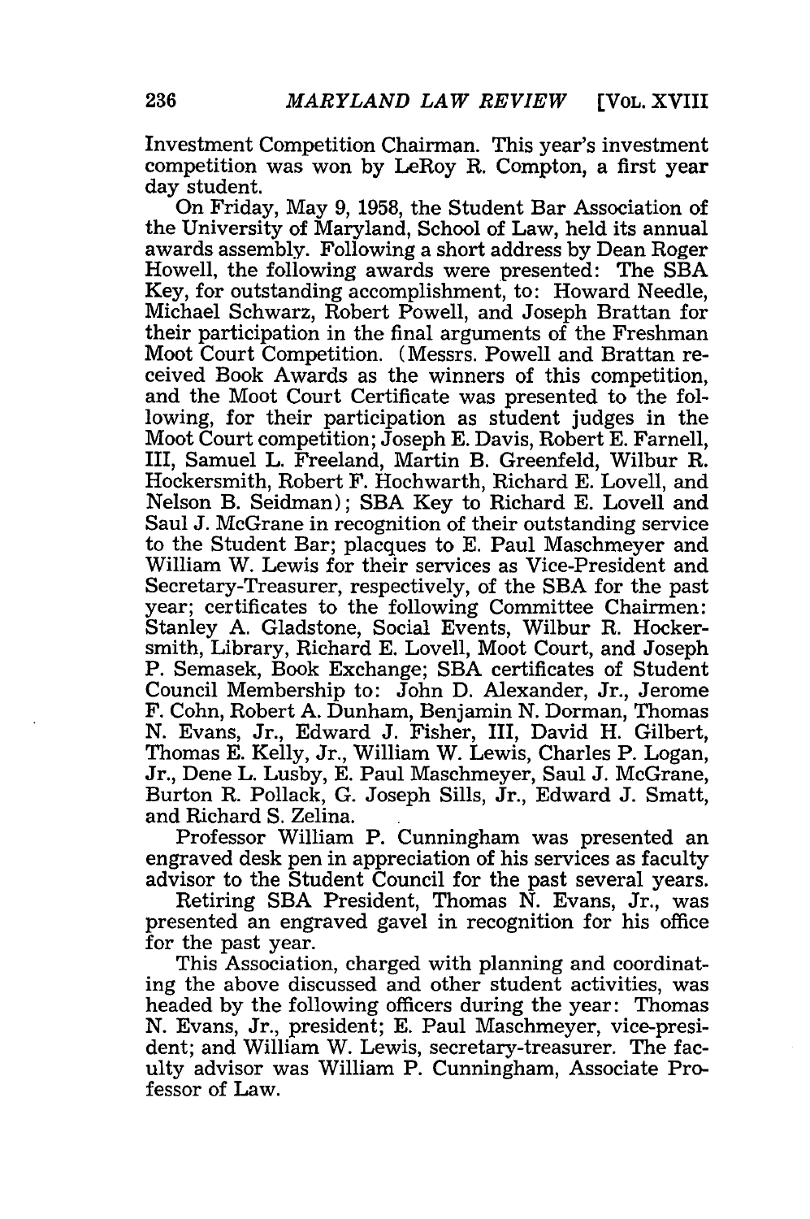Investment Competition Chairman. This year's investment competition was won by LeRoy R. Compton, a first year day student.

On Friday, May 9, 1958, the Student Bar Association of the University of Maryland, School of Law, held its annual awards assembly. Following a short address by Dean Roger Howell, the following awards were presented: The SBA Key, for outstanding accomplishment, to: Howard Needle, Michael Schwarz, Robert Powell, and Joseph Brattan for their participation in the final arguments of the Freshman Moot Court Competition. (Messrs. Powell and Brattan received Book Awards as the winners of this competition, and the Moot Court Certificate was presented to the following, for their participation as student judges in the Moot Court competition; Joseph E. Davis, Robert E. Farnell, III, Samuel L. Freeland, Martin B. Greenfeld, Wilbur R. Hockersmith, Robert F. Hochwarth, Richard E. Lovell, and Nelson B. Seidman); SBA Key to Richard E. Lovell and Saul J. McGrane in recognition of their outstanding service to the Student Bar; placques to E. Paul Maschmeyer and William W. Lewis for their services as Vice-President and Secretary-Treasurer, respectively, of the SBA for the past year; certificates to the following Committee Chairmen: Stanley A. Gladstone, Social Events, Wilbur R. Hockersmith, Library, Richard E. Lovell, Moot Court, and Joseph P. Semasek, Book Exchange; SBA certificates of Student Council Membership to: John D. Alexander, Jr., Jerome F. Cohn, Robert A. Dunham, Benjamin N. Dorman, Thomas N. Evans, Jr., Edward J. Fisher, III, David H. Gilbert, Thomas E. Kelly, Jr., William W. Lewis, Charles P. Logan, Jr., Dene L. Lusby, E. Paul Maschmeyer, Saul J. McGrane, Burton R. Pollack, G. Joseph Sills, Jr., Edward J. Smatt, and Richard S. Zelina.

Professor William P. Cunningham was presented an engraved desk pen in appreciation of his services as faculty advisor to the Student Council for the past several years.

Retiring SBA President, Thomas N. Evans, Jr., was presented an engraved gavel in recognition for his office for the past year.

This Association, charged with planning and coordinating the above discussed and other student activities, was headed by the following officers during the year: Thomas N. Evans, Jr., president; E. Paul Maschmeyer, vice-president; and William W. Lewis, secretary-treasurer. The faculty advisor was William P. Cunningham, Associate Professor of Law.